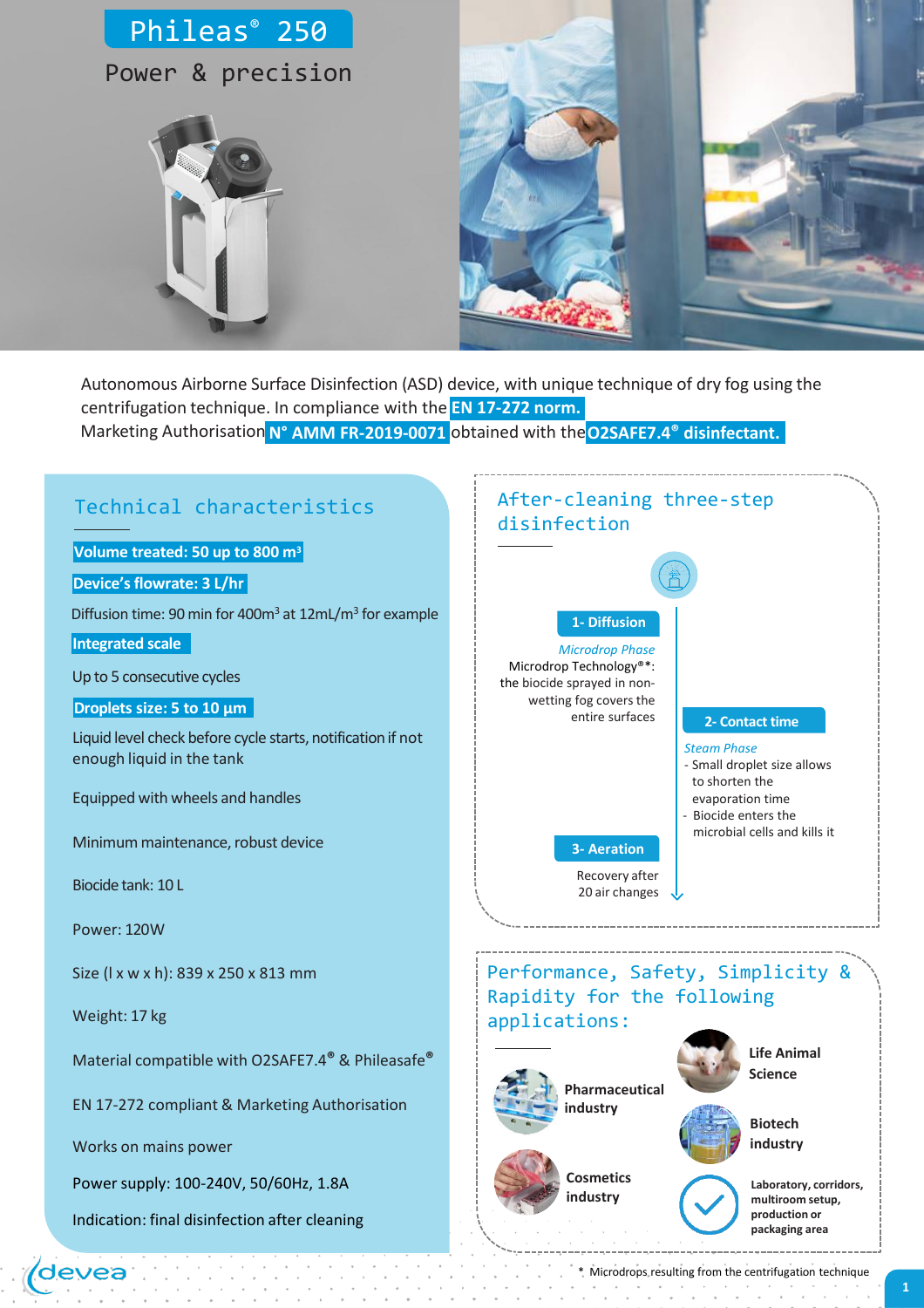# Phileas® 250

## Power & precision

Autonomous Airborne Surface Disinfection (ASD) device, with unique technique of dry fog using the centrifugation technique. In compliance with the **EN 17-272 norm.**
Marketing Authorisation **N° AMM FR-2019-0071** obtained with the **O2SAFE7.4® disinfectant.**

## Technical characteristics

**Volume treated: 50 up to 800 $m^3$**

**Device's flowrate: 3 L/hr**

Diffusion time: 90 min for 400$m^3$ at 12mL/$m^3$ for example

**Integrated scale**

Up to 5 consecutive cycles

**Droplets size: 5 to 10 µm**

Liquid level check before cycle starts, notification if not enough liquid in the tank

Equipped with wheels and handles

Minimum maintenance, robust device

Biocide tank: 10 L

Power: 120W

Size (l x w x h): 839 x 250 x 813 mm

Weight: 17 kg

Material compatible with O2SAFE7.4® & Phileasafe®

EN 17-272 compliant & Marketing Authorisation

Works on mains power

Power supply: 100-240V, 50/60Hz, 1.8A

Indication: final disinfection after cleaning

## After-cleaning three-step disinfection

**1- Diffusion**

*Microdrop Phase*
Microdrop Technology®*: the biocide sprayed in non-wetting fog covers the entire surfaces

**2- Contact time**

*Steam Phase*
- Small droplet size allows to shorten the evaporation time
- Biocide enters the microbial cells and kills it

**3- Aeration**

Recovery after 20 air changes

## Performance, Safety, Simplicity & Rapidity for the following applications:

- **Pharmaceutical industry**
- **Life Animal Science**
- **Biotech industry**
- **Cosmetics industry**
- **Laboratory, corridors, multiroom setup, production or packaging area**

\* Microdrops resulting from the centrifugation technique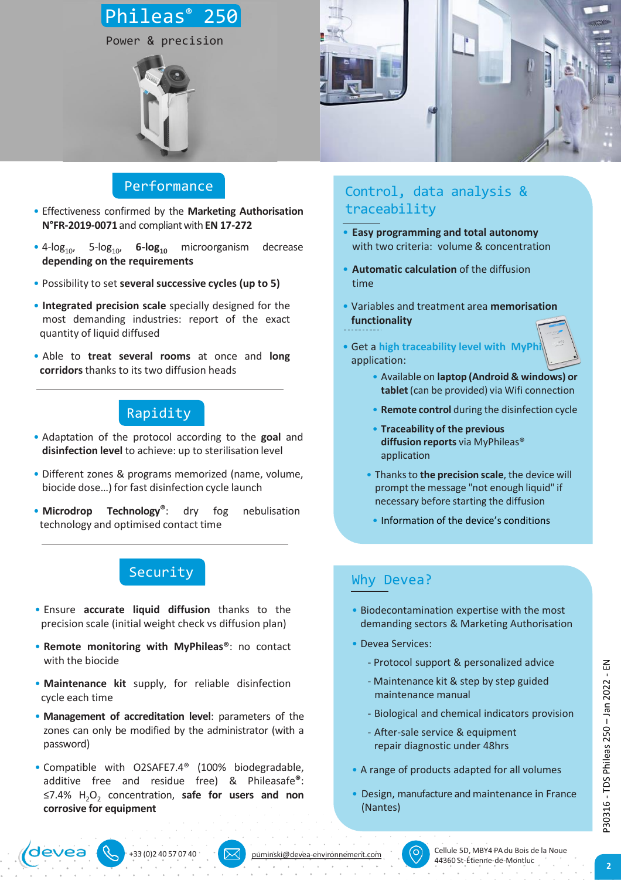# Phileas® 250

Power & precision

## Performance

- Effectiveness confirmed by the **Marketing Authorisation N°FR-2019-0071** and compliant with **EN 17-272**
- 4-$\log_{10}$, 5-$\log_{10}$, **6-$\log_{10}$** microorganism decrease **depending on the requirements**
- Possibility to set **several successive cycles (up to 5)**
- **Integrated precision scale** specially designed for the most demanding industries: report of the exact quantity of liquid diffused
- Able to **treat several rooms** at once and **long corridors** thanks to its two diffusion heads

## Rapidity

- Adaptation of the protocol according to the **goal** and **disinfection level** to achieve: up to sterilisation level
- Different zones & programs memorized (name, volume, biocide dose…) for fast disinfection cycle launch
- **Microdrop Technology®**: dry fog nebulisation technology and optimised contact time

## Security

- Ensure **accurate liquid diffusion** thanks to the precision scale (initial weight check vs diffusion plan)
- **Remote monitoring with MyPhileas®**: no contact with the biocide
- **Maintenance kit** supply, for reliable disinfection cycle each time
- **Management of accreditation level**: parameters of the zones can only be modified by the administrator (with a password)
- Compatible with O2SAFE7.4® (100% biodegradable, additive free and residue free) & Phileasafe®: ≤7.4% $H_2O_2$ concentration, **safe for users and non corrosive for equipment**

## Control, data analysis & traceability

- **Easy programming and total autonomy** with two criteria: volume & concentration
- **Automatic calculation** of the diffusion time
- Variables and treatment area **memorisation functionality**
- Get a **high traceability level with MyPhileas** application:
  - Available on **laptop (Android & windows) or tablet** (can be provided) via Wifi connection
  - **Remote control** during the disinfection cycle
  - **Traceability of the previous diffusion reports** via MyPhileas® application
  - Thanks to **the precision scale**, the device will prompt the message "not enough liquid" if necessary before starting the diffusion
  - Information of the device's conditions

## Why Devea?

- Biodecontamination expertise with the most demanding sectors & Marketing Authorisation
- Devea Services:
  - Protocol support & personalized advice
  - Maintenance kit & step by step guided maintenance manual
  - Biological and chemical indicators provision
  - After-sale service & equipment repair diagnostic under 48hrs
- A range of products adapted for all volumes
- Design, manufacture and maintenance in France (Nantes)

P30316 - TDS Phileas 250 – Jan 2022 - EN

devea | +33 (0)2 40 57 07 40 | puminski@devea-environnement.com | Cellule 5D, MBY4 PA du Bois de la Noue 44360 St-Étienne-de-Montluc